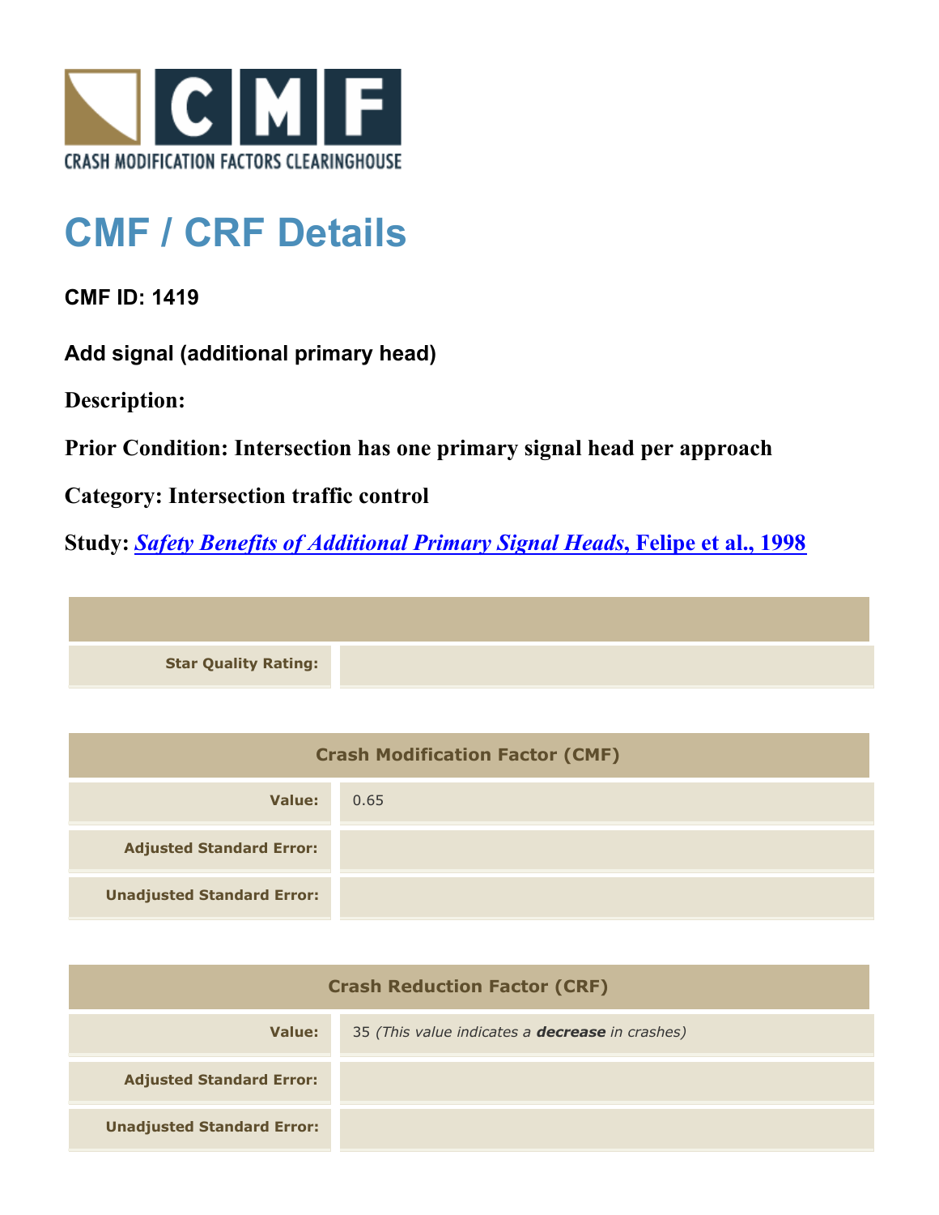# CMF / CRF Details

**CMF ID: 1419**

**Add signal (additional primary head)**

**Description:**

**Prior Condition: Intersection has one primary signal head per approach**

**Category: Intersection traffic control**

**Study: *Safety Benefits of Additional Primary Signal Heads*, Felipe et al., 1998**

| | |
|---|---|
| **Star Quality Rating:** | |

| Crash Modification Factor (CMF) | |
|---|---|
| **Value:** | 0.65 |
| **Adjusted Standard Error:** | |
| **Unadjusted Standard Error:** | |

| Crash Reduction Factor (CRF) | |
|---|---|
| **Value:** | 35 *(This value indicates a **decrease** in crashes)* |
| **Adjusted Standard Error:** | |
| **Unadjusted Standard Error:** | |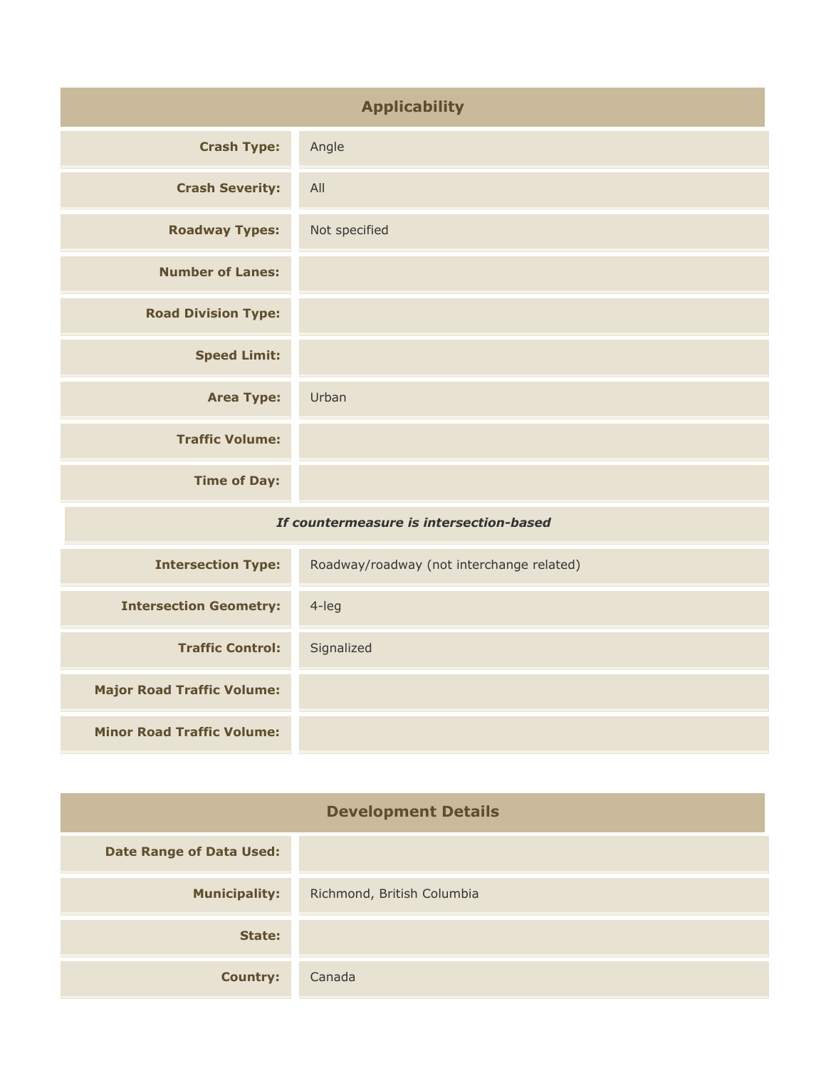## Applicability

| | |
|---|---|
| **Crash Type:** | Angle |
| **Crash Severity:** | All |
| **Roadway Types:** | Not specified |
| **Number of Lanes:** | |
| **Road Division Type:** | |
| **Speed Limit:** | |
| **Area Type:** | Urban |
| **Traffic Volume:** | |
| **Time of Day:** | |
| ***If countermeasure is intersection-based*** | |
| **Intersection Type:** | Roadway/roadway (not interchange related) |
| **Intersection Geometry:** | 4-leg |
| **Traffic Control:** | Signalized |
| **Major Road Traffic Volume:** | |
| **Minor Road Traffic Volume:** | |

## Development Details

| | |
|---|---|
| **Date Range of Data Used:** | |
| **Municipality:** | Richmond, British Columbia |
| **State:** | |
| **Country:** | Canada |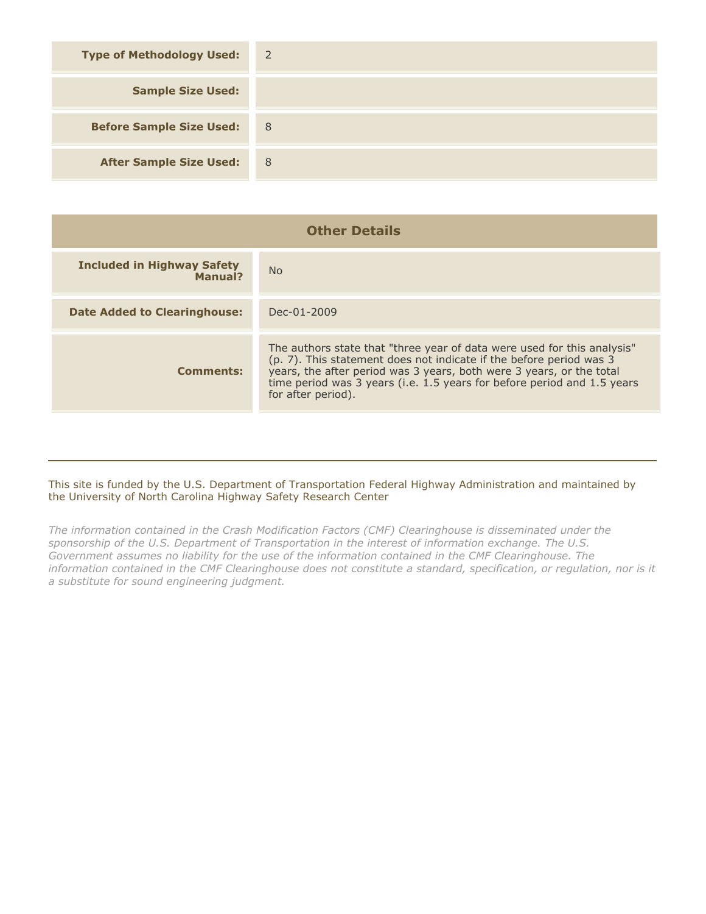| | |
|---|---|
| **Type of Methodology Used:** | 2 |
| **Sample Size Used:** | |
| **Before Sample Size Used:** | 8 |
| **After Sample Size Used:** | 8 |

## Other Details

| | |
|---|---|
| **Included in Highway Safety Manual?** | No |
| **Date Added to Clearinghouse:** | Dec-01-2009 |
| **Comments:** | The authors state that "three year of data were used for this analysis" (p. 7). This statement does not indicate if the before period was 3 years, the after period was 3 years, both were 3 years, or the total time period was 3 years (i.e. 1.5 years for before period and 1.5 years for after period). |

---

This site is funded by the U.S. Department of Transportation Federal Highway Administration and maintained by the University of North Carolina Highway Safety Research Center

*The information contained in the Crash Modification Factors (CMF) Clearinghouse is disseminated under the sponsorship of the U.S. Department of Transportation in the interest of information exchange. The U.S. Government assumes no liability for the use of the information contained in the CMF Clearinghouse. The information contained in the CMF Clearinghouse does not constitute a standard, specification, or regulation, nor is it a substitute for sound engineering judgment.*